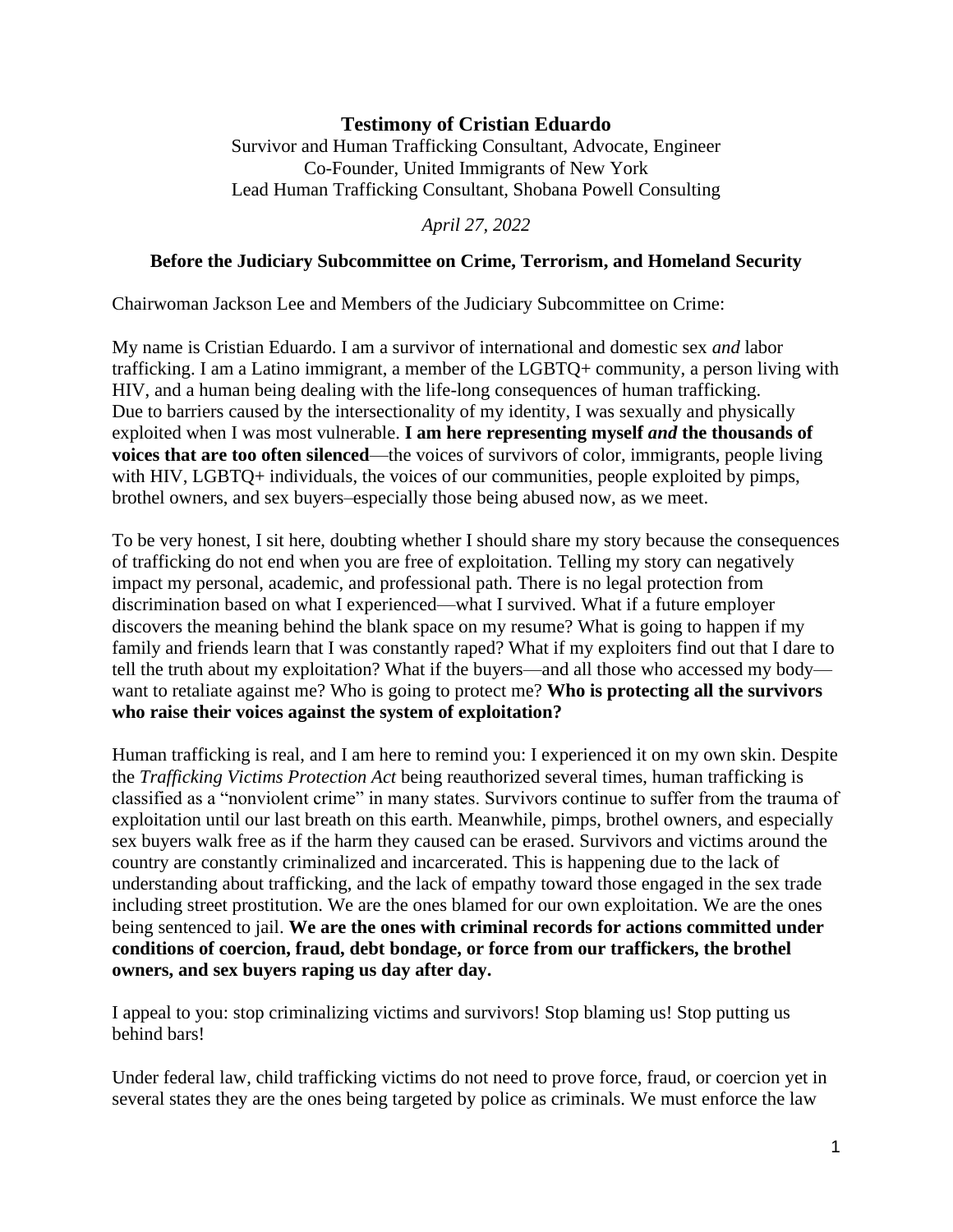# Testimony of Cristian Eduardo

Survivor and Human Trafficking Consultant, Advocate, Engineer
Co-Founder, United Immigrants of New York
Lead Human Trafficking Consultant, Shobana Powell Consulting

*April 27, 2022*

**Before the Judiciary Subcommittee on Crime, Terrorism, and Homeland Security**

Chairwoman Jackson Lee and Members of the Judiciary Subcommittee on Crime:

My name is Cristian Eduardo. I am a survivor of international and domestic sex *and* labor trafficking. I am a Latino immigrant, a member of the LGBTQ+ community, a person living with HIV, and a human being dealing with the life-long consequences of human trafficking. Due to barriers caused by the intersectionality of my identity, I was sexually and physically exploited when I was most vulnerable. **I am here representing myself *and* the thousands of voices that are too often silenced**—the voices of survivors of color, immigrants, people living with HIV, LGBTQ+ individuals, the voices of our communities, people exploited by pimps, brothel owners, and sex buyers–especially those being abused now, as we meet.

To be very honest, I sit here, doubting whether I should share my story because the consequences of trafficking do not end when you are free of exploitation. Telling my story can negatively impact my personal, academic, and professional path. There is no legal protection from discrimination based on what I experienced—what I survived. What if a future employer discovers the meaning behind the blank space on my resume? What is going to happen if my family and friends learn that I was constantly raped? What if my exploiters find out that I dare to tell the truth about my exploitation? What if the buyers—and all those who accessed my body—want to retaliate against me? Who is going to protect me? **Who is protecting all the survivors who raise their voices against the system of exploitation?**

Human trafficking is real, and I am here to remind you: I experienced it on my own skin. Despite the *Trafficking Victims Protection Act* being reauthorized several times, human trafficking is classified as a "nonviolent crime" in many states. Survivors continue to suffer from the trauma of exploitation until our last breath on this earth. Meanwhile, pimps, brothel owners, and especially sex buyers walk free as if the harm they caused can be erased. Survivors and victims around the country are constantly criminalized and incarcerated. This is happening due to the lack of understanding about trafficking, and the lack of empathy toward those engaged in the sex trade including street prostitution. We are the ones blamed for our own exploitation. We are the ones being sentenced to jail. **We are the ones with criminal records for actions committed under conditions of coercion, fraud, debt bondage, or force from our traffickers, the brothel owners, and sex buyers raping us day after day.**

I appeal to you: stop criminalizing victims and survivors! Stop blaming us! Stop putting us behind bars!

Under federal law, child trafficking victims do not need to prove force, fraud, or coercion yet in several states they are the ones being targeted by police as criminals. We must enforce the law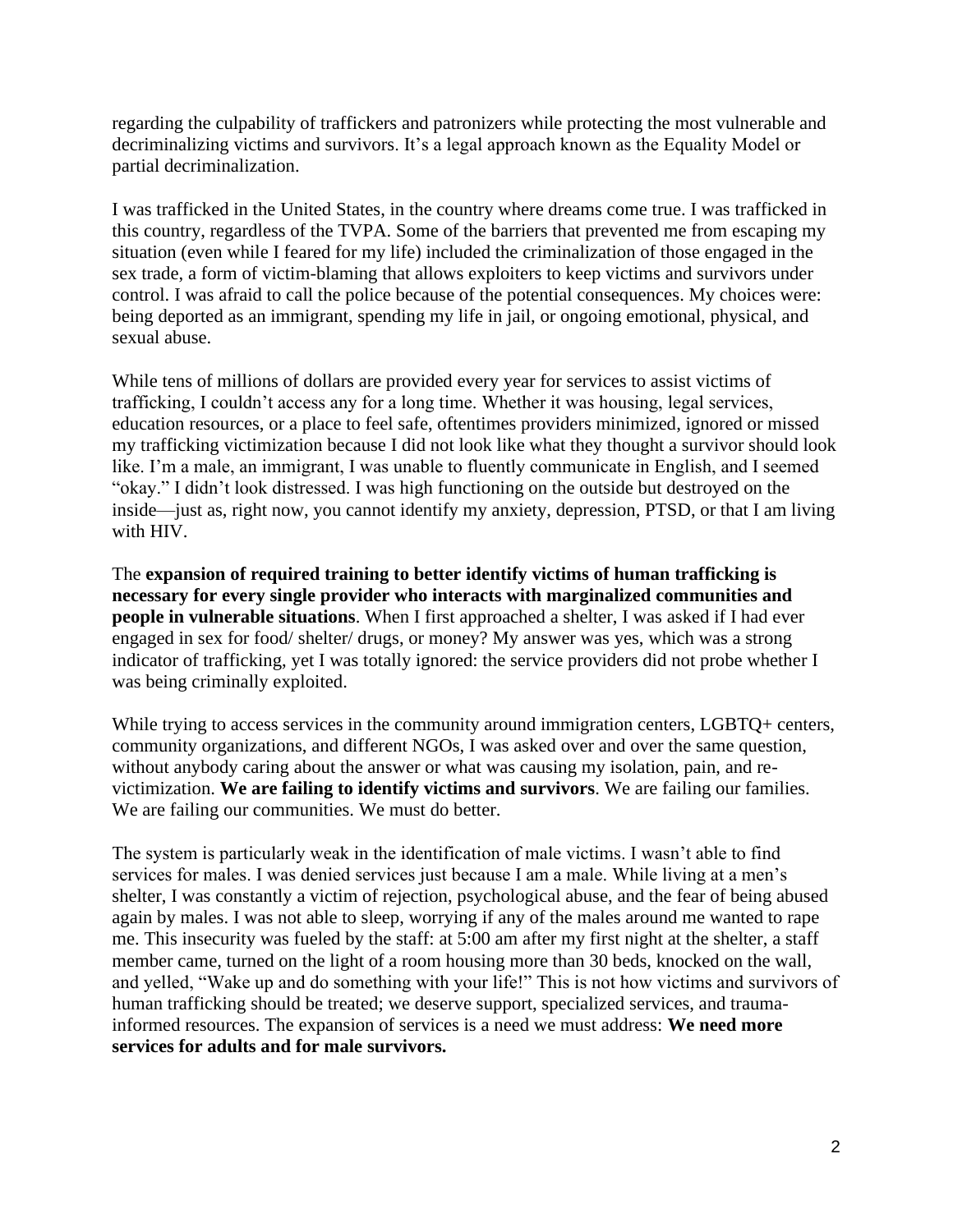regarding the culpability of traffickers and patronizers while protecting the most vulnerable and decriminalizing victims and survivors. It's a legal approach known as the Equality Model or partial decriminalization.

I was trafficked in the United States, in the country where dreams come true. I was trafficked in this country, regardless of the TVPA. Some of the barriers that prevented me from escaping my situation (even while I feared for my life) included the criminalization of those engaged in the sex trade, a form of victim-blaming that allows exploiters to keep victims and survivors under control. I was afraid to call the police because of the potential consequences. My choices were: being deported as an immigrant, spending my life in jail, or ongoing emotional, physical, and sexual abuse.

While tens of millions of dollars are provided every year for services to assist victims of trafficking, I couldn't access any for a long time. Whether it was housing, legal services, education resources, or a place to feel safe, oftentimes providers minimized, ignored or missed my trafficking victimization because I did not look like what they thought a survivor should look like. I'm a male, an immigrant, I was unable to fluently communicate in English, and I seemed "okay." I didn't look distressed. I was high functioning on the outside but destroyed on the inside—just as, right now, you cannot identify my anxiety, depression, PTSD, or that I am living with HIV.

The **expansion of required training to better identify victims of human trafficking is necessary for every single provider who interacts with marginalized communities and people in vulnerable situations**. When I first approached a shelter, I was asked if I had ever engaged in sex for food/ shelter/ drugs, or money? My answer was yes, which was a strong indicator of trafficking, yet I was totally ignored: the service providers did not probe whether I was being criminally exploited.

While trying to access services in the community around immigration centers, LGBTQ+ centers, community organizations, and different NGOs, I was asked over and over the same question, without anybody caring about the answer or what was causing my isolation, pain, and re-victimization. **We are failing to identify victims and survivors**. We are failing our families. We are failing our communities. We must do better.

The system is particularly weak in the identification of male victims. I wasn't able to find services for males. I was denied services just because I am a male. While living at a men's shelter, I was constantly a victim of rejection, psychological abuse, and the fear of being abused again by males. I was not able to sleep, worrying if any of the males around me wanted to rape me. This insecurity was fueled by the staff: at 5:00 am after my first night at the shelter, a staff member came, turned on the light of a room housing more than 30 beds, knocked on the wall, and yelled, "Wake up and do something with your life!" This is not how victims and survivors of human trafficking should be treated; we deserve support, specialized services, and trauma-informed resources. The expansion of services is a need we must address: **We need more services for adults and for male survivors.**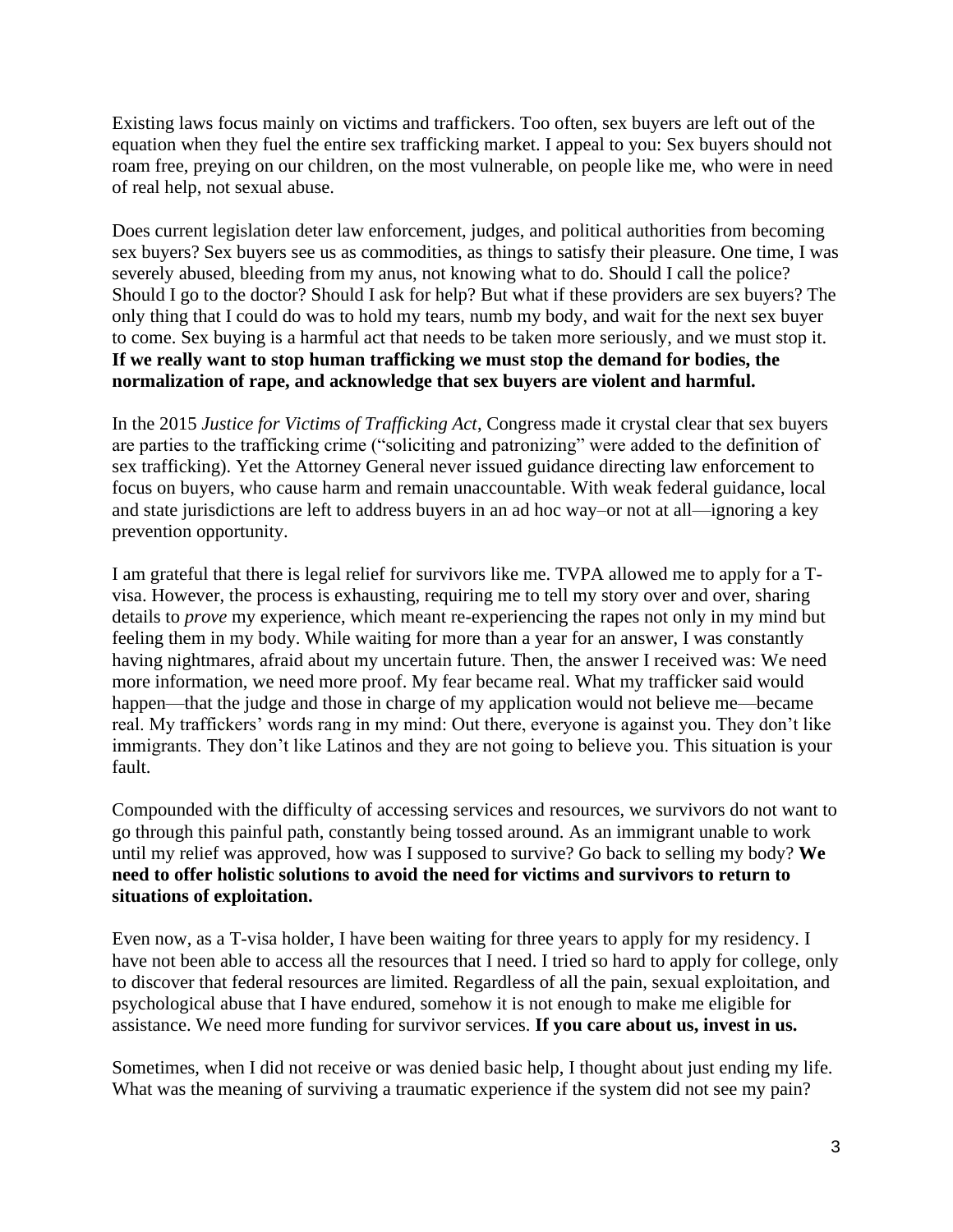Existing laws focus mainly on victims and traffickers. Too often, sex buyers are left out of the equation when they fuel the entire sex trafficking market. I appeal to you: Sex buyers should not roam free, preying on our children, on the most vulnerable, on people like me, who were in need of real help, not sexual abuse.

Does current legislation deter law enforcement, judges, and political authorities from becoming sex buyers? Sex buyers see us as commodities, as things to satisfy their pleasure. One time, I was severely abused, bleeding from my anus, not knowing what to do. Should I call the police? Should I go to the doctor? Should I ask for help? But what if these providers are sex buyers? The only thing that I could do was to hold my tears, numb my body, and wait for the next sex buyer to come. Sex buying is a harmful act that needs to be taken more seriously, and we must stop it. **If we really want to stop human trafficking we must stop the demand for bodies, the normalization of rape, and acknowledge that sex buyers are violent and harmful.**

In the 2015 *Justice for Victims of Trafficking Act*, Congress made it crystal clear that sex buyers are parties to the trafficking crime ("soliciting and patronizing" were added to the definition of sex trafficking). Yet the Attorney General never issued guidance directing law enforcement to focus on buyers, who cause harm and remain unaccountable. With weak federal guidance, local and state jurisdictions are left to address buyers in an ad hoc way–or not at all—ignoring a key prevention opportunity.

I am grateful that there is legal relief for survivors like me. TVPA allowed me to apply for a T-visa. However, the process is exhausting, requiring me to tell my story over and over, sharing details to *prove* my experience, which meant re-experiencing the rapes not only in my mind but feeling them in my body. While waiting for more than a year for an answer, I was constantly having nightmares, afraid about my uncertain future. Then, the answer I received was: We need more information, we need more proof. My fear became real. What my trafficker said would happen—that the judge and those in charge of my application would not believe me—became real. My traffickers' words rang in my mind: Out there, everyone is against you. They don't like immigrants. They don't like Latinos and they are not going to believe you. This situation is your fault.

Compounded with the difficulty of accessing services and resources, we survivors do not want to go through this painful path, constantly being tossed around. As an immigrant unable to work until my relief was approved, how was I supposed to survive? Go back to selling my body? **We need to offer holistic solutions to avoid the need for victims and survivors to return to situations of exploitation.**

Even now, as a T-visa holder, I have been waiting for three years to apply for my residency. I have not been able to access all the resources that I need. I tried so hard to apply for college, only to discover that federal resources are limited. Regardless of all the pain, sexual exploitation, and psychological abuse that I have endured, somehow it is not enough to make me eligible for assistance. We need more funding for survivor services. **If you care about us, invest in us.**

Sometimes, when I did not receive or was denied basic help, I thought about just ending my life. What was the meaning of surviving a traumatic experience if the system did not see my pain?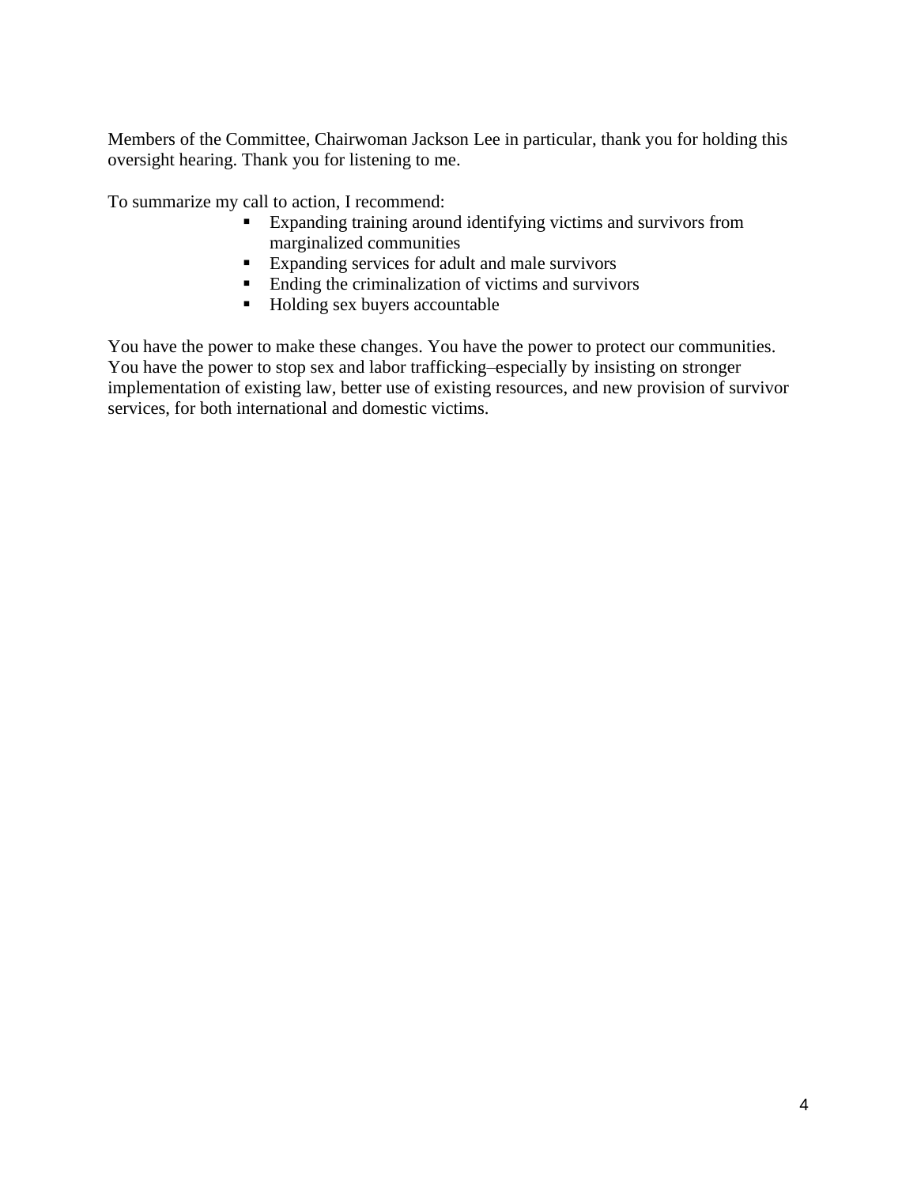Members of the Committee, Chairwoman Jackson Lee in particular, thank you for holding this oversight hearing. Thank you for listening to me.

To summarize my call to action, I recommend:

- Expanding training around identifying victims and survivors from marginalized communities
- Expanding services for adult and male survivors
- Ending the criminalization of victims and survivors
- Holding sex buyers accountable

You have the power to make these changes. You have the power to protect our communities. You have the power to stop sex and labor trafficking–especially by insisting on stronger implementation of existing law, better use of existing resources, and new provision of survivor services, for both international and domestic victims.